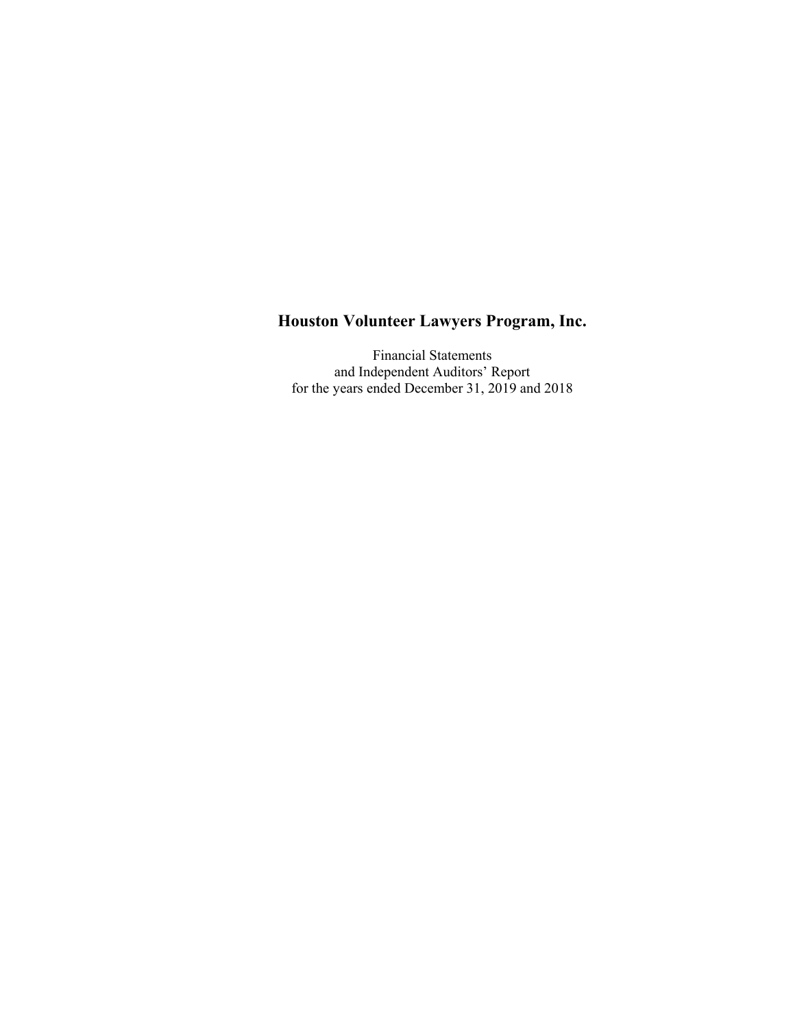# Houston Volunteer Lawyers Program, Inc.

Financial Statements
and Independent Auditors' Report
for the years ended December 31, 2019 and 2018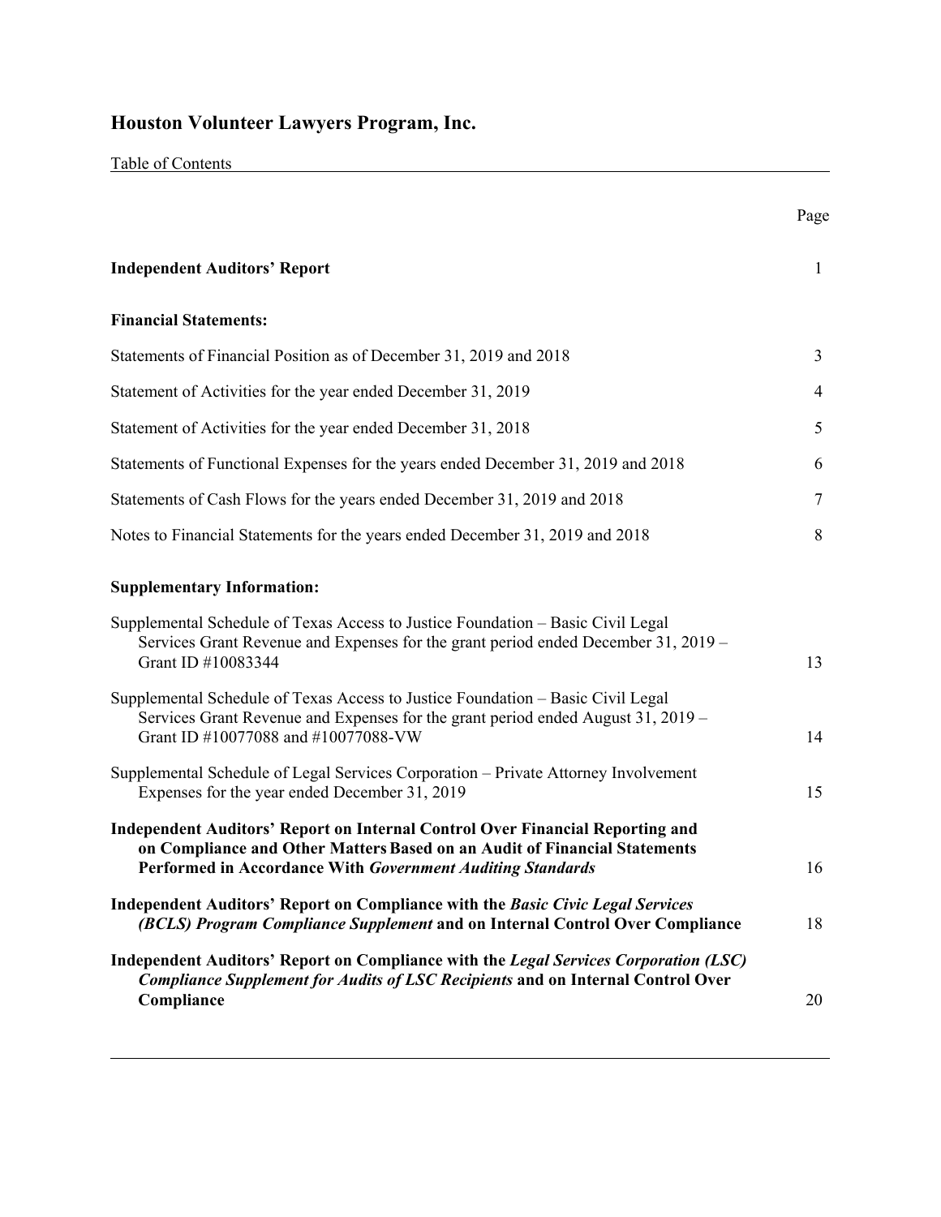# Houston Volunteer Lawyers Program, Inc.

Table of Contents

| | Page |
|---|---|
| **Independent Auditors' Report** | 1 |
| **Financial Statements:** | |
| Statements of Financial Position as of December 31, 2019 and 2018 | 3 |
| Statement of Activities for the year ended December 31, 2019 | 4 |
| Statement of Activities for the year ended December 31, 2018 | 5 |
| Statements of Functional Expenses for the years ended December 31, 2019 and 2018 | 6 |
| Statements of Cash Flows for the years ended December 31, 2019 and 2018 | 7 |
| Notes to Financial Statements for the years ended December 31, 2019 and 2018 | 8 |
| **Supplementary Information:** | |
| Supplemental Schedule of Texas Access to Justice Foundation – Basic Civil Legal Services Grant Revenue and Expenses for the grant period ended December 31, 2019 – Grant ID #10083344 | 13 |
| Supplemental Schedule of Texas Access to Justice Foundation – Basic Civil Legal Services Grant Revenue and Expenses for the grant period ended August 31, 2019 – Grant ID #10077088 and #10077088-VW | 14 |
| Supplemental Schedule of Legal Services Corporation – Private Attorney Involvement Expenses for the year ended December 31, 2019 | 15 |
| **Independent Auditors' Report on Internal Control Over Financial Reporting and on Compliance and Other Matters Based on an Audit of Financial Statements Performed in Accordance With *Government Auditing Standards*** | 16 |
| **Independent Auditors' Report on Compliance with the *Basic Civic Legal Services (BCLS) Program Compliance Supplement* and on Internal Control Over Compliance** | 18 |
| **Independent Auditors' Report on Compliance with the *Legal Services Corporation (LSC) Compliance Supplement for Audits of LSC Recipients* and on Internal Control Over Compliance** | 20 |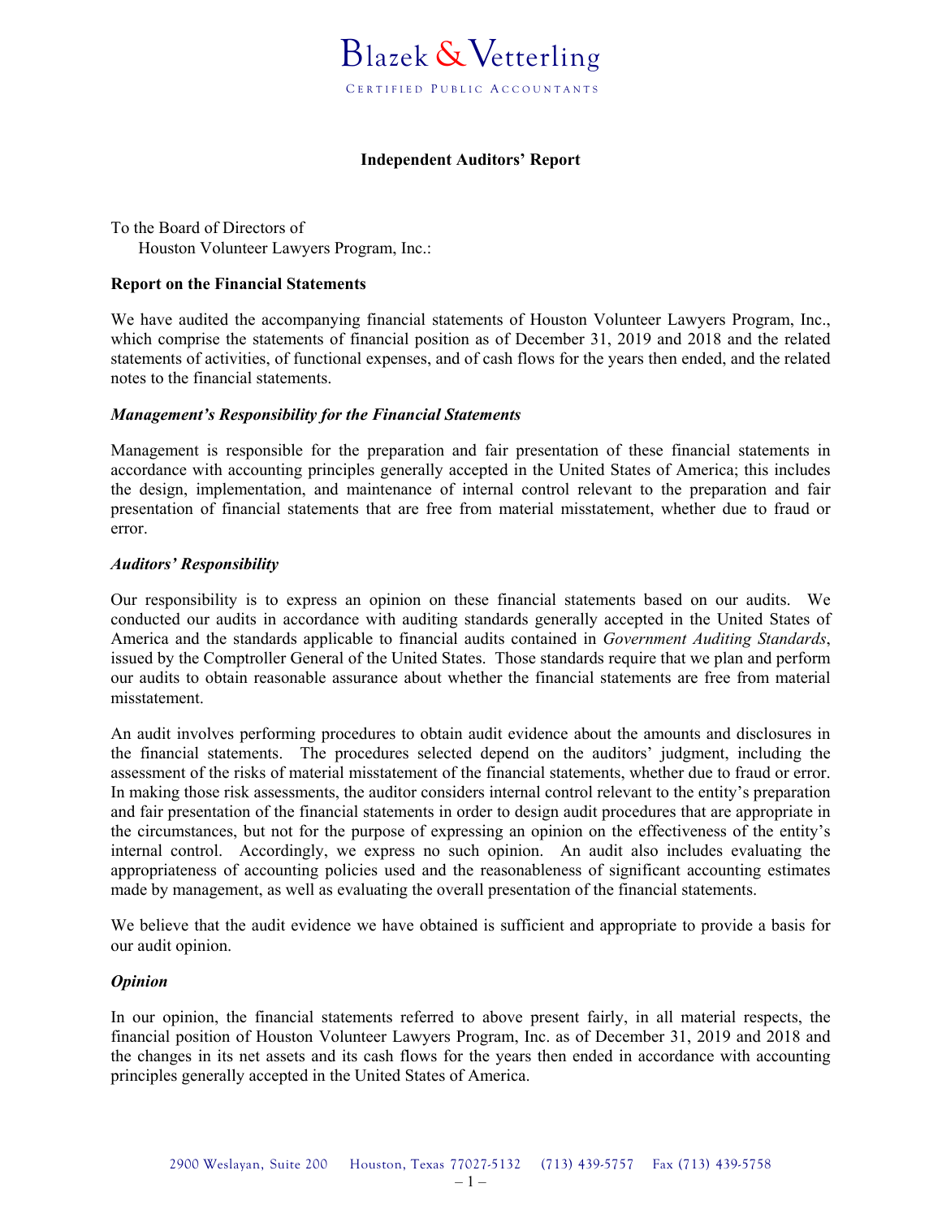Blazek & Vetterling

CERTIFIED PUBLIC ACCOUNTANTS

# Independent Auditors' Report

To the Board of Directors of
Houston Volunteer Lawyers Program, Inc.:

## Report on the Financial Statements

We have audited the accompanying financial statements of Houston Volunteer Lawyers Program, Inc., which comprise the statements of financial position as of December 31, 2019 and 2018 and the related statements of activities, of functional expenses, and of cash flows for the years then ended, and the related notes to the financial statements.

### *Management's Responsibility for the Financial Statements*

Management is responsible for the preparation and fair presentation of these financial statements in accordance with accounting principles generally accepted in the United States of America; this includes the design, implementation, and maintenance of internal control relevant to the preparation and fair presentation of financial statements that are free from material misstatement, whether due to fraud or error.

### *Auditors' Responsibility*

Our responsibility is to express an opinion on these financial statements based on our audits. We conducted our audits in accordance with auditing standards generally accepted in the United States of America and the standards applicable to financial audits contained in *Government Auditing Standards*, issued by the Comptroller General of the United States. Those standards require that we plan and perform our audits to obtain reasonable assurance about whether the financial statements are free from material misstatement.

An audit involves performing procedures to obtain audit evidence about the amounts and disclosures in the financial statements. The procedures selected depend on the auditors' judgment, including the assessment of the risks of material misstatement of the financial statements, whether due to fraud or error. In making those risk assessments, the auditor considers internal control relevant to the entity's preparation and fair presentation of the financial statements in order to design audit procedures that are appropriate in the circumstances, but not for the purpose of expressing an opinion on the effectiveness of the entity's internal control. Accordingly, we express no such opinion. An audit also includes evaluating the appropriateness of accounting policies used and the reasonableness of significant accounting estimates made by management, as well as evaluating the overall presentation of the financial statements.

We believe that the audit evidence we have obtained is sufficient and appropriate to provide a basis for our audit opinion.

### *Opinion*

In our opinion, the financial statements referred to above present fairly, in all material respects, the financial position of Houston Volunteer Lawyers Program, Inc. as of December 31, 2019 and 2018 and the changes in its net assets and its cash flows for the years then ended in accordance with accounting principles generally accepted in the United States of America.

2900 Weslayan, Suite 200 Houston, Texas 77027-5132 (713) 439-5757 Fax (713) 439-5758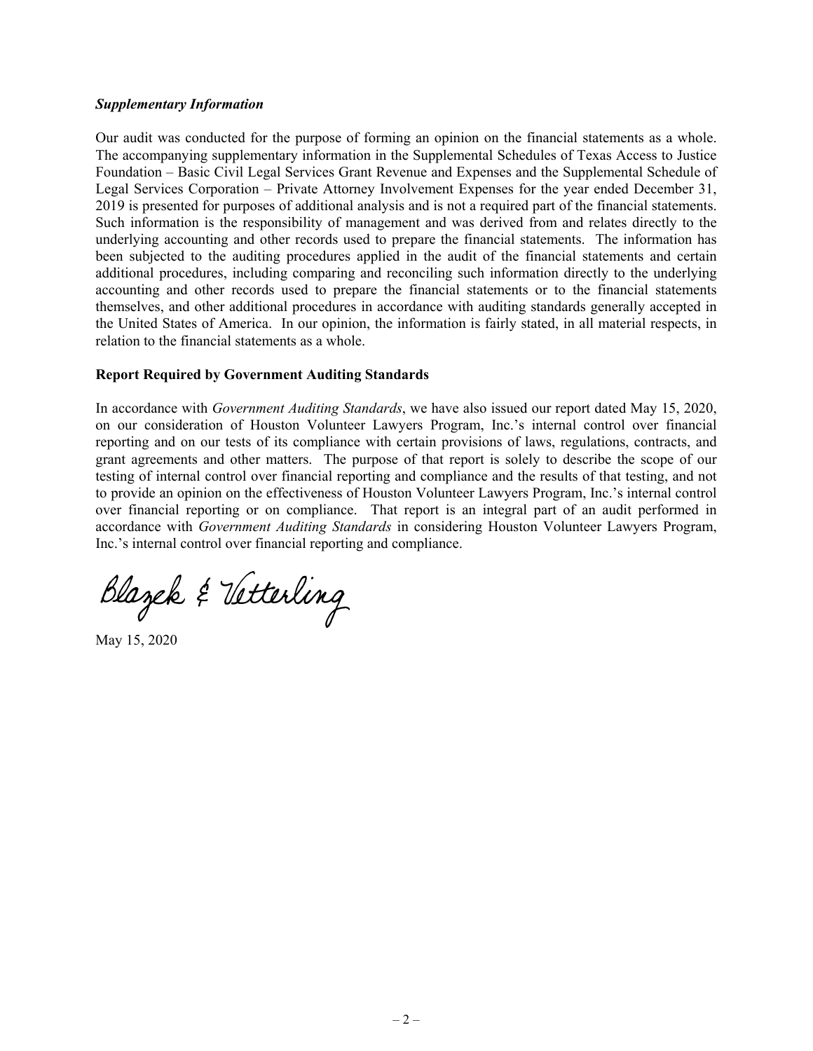***Supplementary Information***

Our audit was conducted for the purpose of forming an opinion on the financial statements as a whole. The accompanying supplementary information in the Supplemental Schedules of Texas Access to Justice Foundation – Basic Civil Legal Services Grant Revenue and Expenses and the Supplemental Schedule of Legal Services Corporation – Private Attorney Involvement Expenses for the year ended December 31, 2019 is presented for purposes of additional analysis and is not a required part of the financial statements. Such information is the responsibility of management and was derived from and relates directly to the underlying accounting and other records used to prepare the financial statements. The information has been subjected to the auditing procedures applied in the audit of the financial statements and certain additional procedures, including comparing and reconciling such information directly to the underlying accounting and other records used to prepare the financial statements or to the financial statements themselves, and other additional procedures in accordance with auditing standards generally accepted in the United States of America. In our opinion, the information is fairly stated, in all material respects, in relation to the financial statements as a whole.

**Report Required by Government Auditing Standards**

In accordance with *Government Auditing Standards*, we have also issued our report dated May 15, 2020, on our consideration of Houston Volunteer Lawyers Program, Inc.'s internal control over financial reporting and on our tests of its compliance with certain provisions of laws, regulations, contracts, and grant agreements and other matters. The purpose of that report is solely to describe the scope of our testing of internal control over financial reporting and compliance and the results of that testing, and not to provide an opinion on the effectiveness of Houston Volunteer Lawyers Program, Inc.'s internal control over financial reporting or on compliance. That report is an integral part of an audit performed in accordance with *Government Auditing Standards* in considering Houston Volunteer Lawyers Program, Inc.'s internal control over financial reporting and compliance.

Blazek & Vetterling

May 15, 2020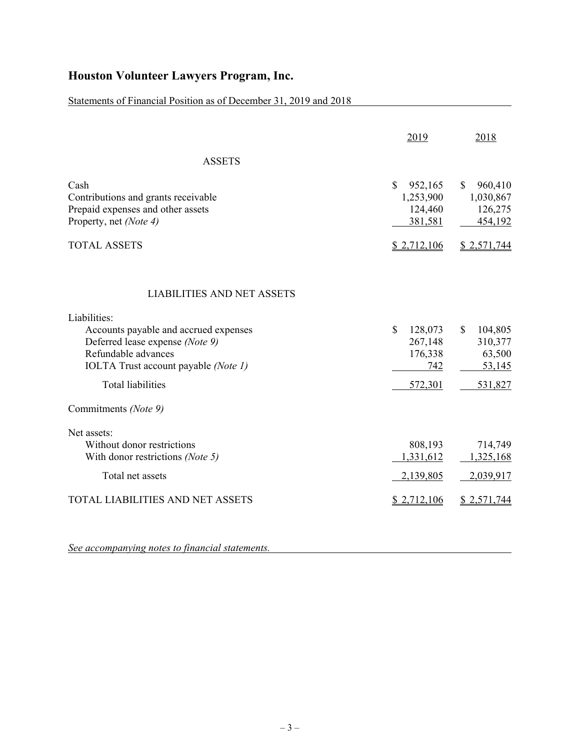# Houston Volunteer Lawyers Program, Inc.

Statements of Financial Position as of December 31, 2019 and 2018

| | 2019 | 2018 |
|---|---|---|
| **ASSETS** | | |
| Cash | $ 952,165 | $ 960,410 |
| Contributions and grants receivable | 1,253,900 | 1,030,867 |
| Prepaid expenses and other assets | 124,460 | 126,275 |
| Property, net *(Note 4)* | 381,581 | 454,192 |
| TOTAL ASSETS | $ 2,712,106 | $ 2,571,744 |
| **LIABILITIES AND NET ASSETS** | | |
| Liabilities: | | |
| Accounts payable and accrued expenses | $ 128,073 | $ 104,805 |
| Deferred lease expense *(Note 9)* | 267,148 | 310,377 |
| Refundable advances | 176,338 | 63,500 |
| IOLTA Trust account payable *(Note 1)* | 742 | 53,145 |
| Total liabilities | 572,301 | 531,827 |
| Commitments *(Note 9)* | | |
| Net assets: | | |
| Without donor restrictions | 808,193 | 714,749 |
| With donor restrictions *(Note 5)* | 1,331,612 | 1,325,168 |
| Total net assets | 2,139,805 | 2,039,917 |
| TOTAL LIABILITIES AND NET ASSETS | $ 2,712,106 | $ 2,571,744 |

*See accompanying notes to financial statements.*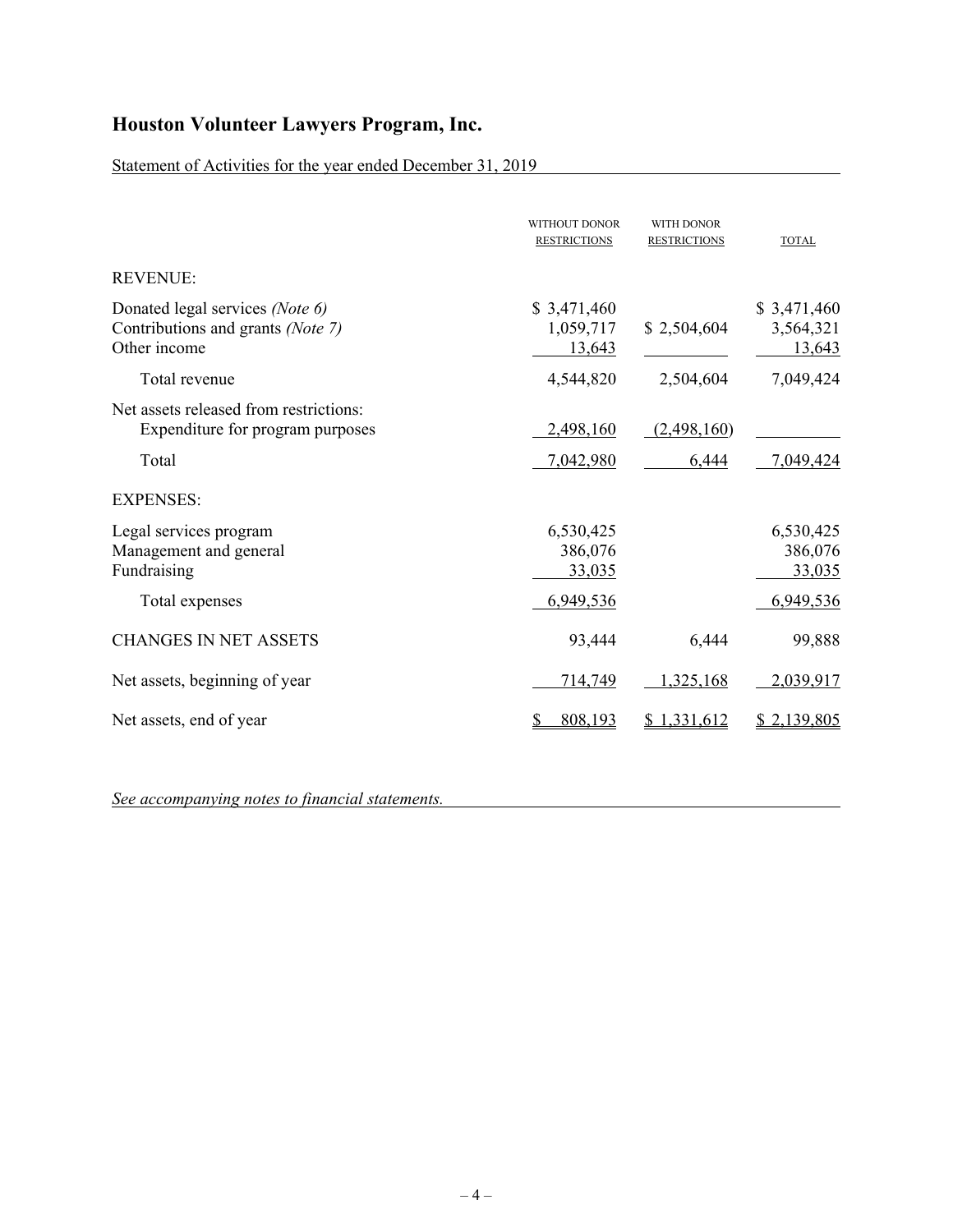# Houston Volunteer Lawyers Program, Inc.

Statement of Activities for the year ended December 31, 2019

| | WITHOUT DONOR RESTRICTIONS | WITH DONOR RESTRICTIONS | TOTAL |
|---|---|---|---|
| REVENUE: | | | |
| Donated legal services *(Note 6)* | $ 3,471,460 | | $ 3,471,460 |
| Contributions and grants *(Note 7)* | 1,059,717 | $ 2,504,604 | 3,564,321 |
| Other income | 13,643 | | 13,643 |
| Total revenue | 4,544,820 | 2,504,604 | 7,049,424 |
| Net assets released from restrictions: | | | |
| Expenditure for program purposes | 2,498,160 | (2,498,160) | |
| Total | 7,042,980 | 6,444 | 7,049,424 |
| EXPENSES: | | | |
| Legal services program | 6,530,425 | | 6,530,425 |
| Management and general | 386,076 | | 386,076 |
| Fundraising | 33,035 | | 33,035 |
| Total expenses | 6,949,536 | | 6,949,536 |
| CHANGES IN NET ASSETS | 93,444 | 6,444 | 99,888 |
| Net assets, beginning of year | 714,749 | 1,325,168 | 2,039,917 |
| Net assets, end of year | $ 808,193 | $ 1,331,612 | $ 2,139,805 |

*See accompanying notes to financial statements.*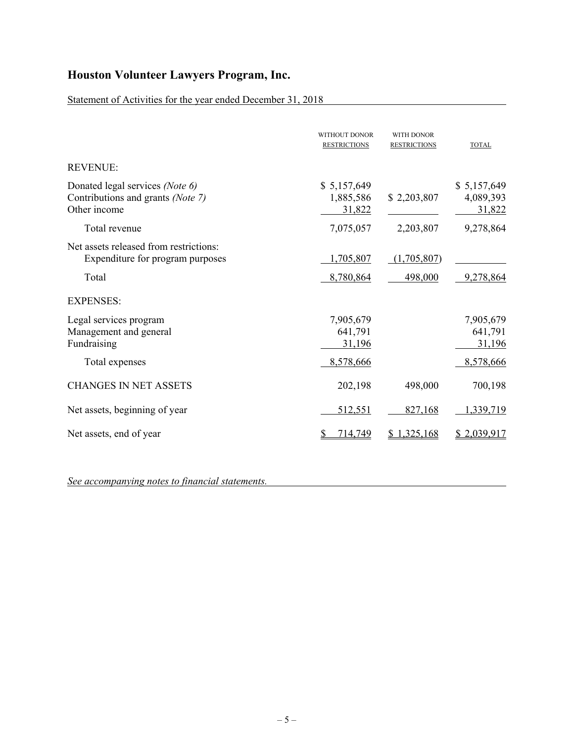# Houston Volunteer Lawyers Program, Inc.

Statement of Activities for the year ended December 31, 2018

| | WITHOUT DONOR RESTRICTIONS | WITH DONOR RESTRICTIONS | TOTAL |
|---|---|---|---|
| REVENUE: | | | |
| Donated legal services *(Note 6)* | $ 5,157,649 | | $ 5,157,649 |
| Contributions and grants *(Note 7)* | 1,885,586 | $ 2,203,807 | 4,089,393 |
| Other income | 31,822 | | 31,822 |
| Total revenue | 7,075,057 | 2,203,807 | 9,278,864 |
| Net assets released from restrictions: Expenditure for program purposes | 1,705,807 | (1,705,807) | |
| Total | 8,780,864 | 498,000 | 9,278,864 |
| EXPENSES: | | | |
| Legal services program | 7,905,679 | | 7,905,679 |
| Management and general | 641,791 | | 641,791 |
| Fundraising | 31,196 | | 31,196 |
| Total expenses | 8,578,666 | | 8,578,666 |
| CHANGES IN NET ASSETS | 202,198 | 498,000 | 700,198 |
| Net assets, beginning of year | 512,551 | 827,168 | 1,339,719 |
| Net assets, end of year | $ 714,749 | $ 1,325,168 | $ 2,039,917 |

*See accompanying notes to financial statements.*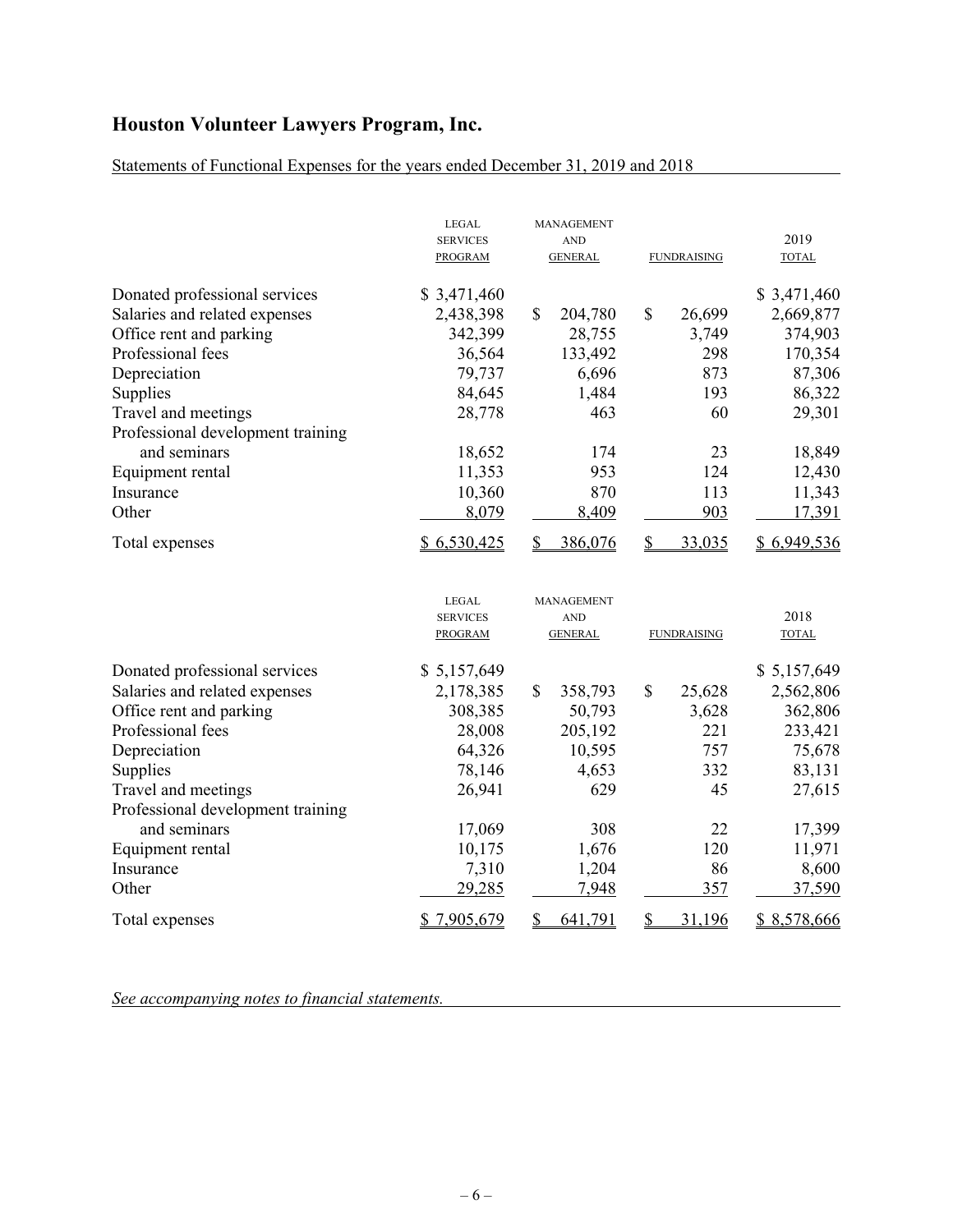# Houston Volunteer Lawyers Program, Inc.

Statements of Functional Expenses for the years ended December 31, 2019 and 2018

| | LEGAL SERVICES PROGRAM | MANAGEMENT AND GENERAL | FUNDRAISING | 2019 TOTAL |
|---|---|---|---|---|
| Donated professional services | $ 3,471,460 | | | $ 3,471,460 |
| Salaries and related expenses | 2,438,398 | $ 204,780 | $ 26,699 | 2,669,877 |
| Office rent and parking | 342,399 | 28,755 | 3,749 | 374,903 |
| Professional fees | 36,564 | 133,492 | 298 | 170,354 |
| Depreciation | 79,737 | 6,696 | 873 | 87,306 |
| Supplies | 84,645 | 1,484 | 193 | 86,322 |
| Travel and meetings | 28,778 | 463 | 60 | 29,301 |
| Professional development training and seminars | 18,652 | 174 | 23 | 18,849 |
| Equipment rental | 11,353 | 953 | 124 | 12,430 |
| Insurance | 10,360 | 870 | 113 | 11,343 |
| Other | 8,079 | 8,409 | 903 | 17,391 |
| Total expenses | $ 6,530,425 | $ 386,076 | $ 33,035 | $ 6,949,536 |

| | LEGAL SERVICES PROGRAM | MANAGEMENT AND GENERAL | FUNDRAISING | 2018 TOTAL |
|---|---|---|---|---|
| Donated professional services | $ 5,157,649 | | | $ 5,157,649 |
| Salaries and related expenses | 2,178,385 | $ 358,793 | $ 25,628 | 2,562,806 |
| Office rent and parking | 308,385 | 50,793 | 3,628 | 362,806 |
| Professional fees | 28,008 | 205,192 | 221 | 233,421 |
| Depreciation | 64,326 | 10,595 | 757 | 75,678 |
| Supplies | 78,146 | 4,653 | 332 | 83,131 |
| Travel and meetings | 26,941 | 629 | 45 | 27,615 |
| Professional development training and seminars | 17,069 | 308 | 22 | 17,399 |
| Equipment rental | 10,175 | 1,676 | 120 | 11,971 |
| Insurance | 7,310 | 1,204 | 86 | 8,600 |
| Other | 29,285 | 7,948 | 357 | 37,590 |
| Total expenses | $ 7,905,679 | $ 641,791 | $ 31,196 | $ 8,578,666 |

*See accompanying notes to financial statements.*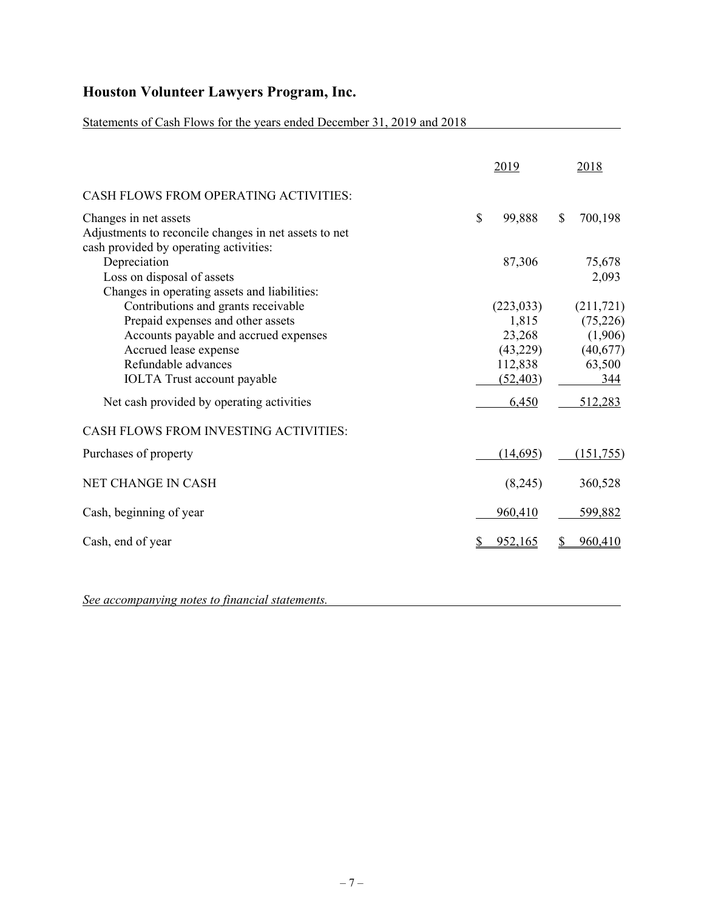# Houston Volunteer Lawyers Program, Inc.

Statements of Cash Flows for the years ended December 31, 2019 and 2018

| | 2019 | 2018 |
|---|---|---|
| CASH FLOWS FROM OPERATING ACTIVITIES: | | |
| Changes in net assets | $ 99,888 | $ 700,198 |
| Adjustments to reconcile changes in net assets to net cash provided by operating activities: | | |
| Depreciation | 87,306 | 75,678 |
| Loss on disposal of assets | | 2,093 |
| Changes in operating assets and liabilities: | | |
| Contributions and grants receivable | (223,033) | (211,721) |
| Prepaid expenses and other assets | 1,815 | (75,226) |
| Accounts payable and accrued expenses | 23,268 | (1,906) |
| Accrued lease expense | (43,229) | (40,677) |
| Refundable advances | 112,838 | 63,500 |
| IOLTA Trust account payable | (52,403) | 344 |
| Net cash provided by operating activities | 6,450 | 512,283 |
| CASH FLOWS FROM INVESTING ACTIVITIES: | | |
| Purchases of property | (14,695) | (151,755) |
| NET CHANGE IN CASH | (8,245) | 360,528 |
| Cash, beginning of year | 960,410 | 599,882 |
| Cash, end of year | $ 952,165 | $ 960,410 |

*See accompanying notes to financial statements.*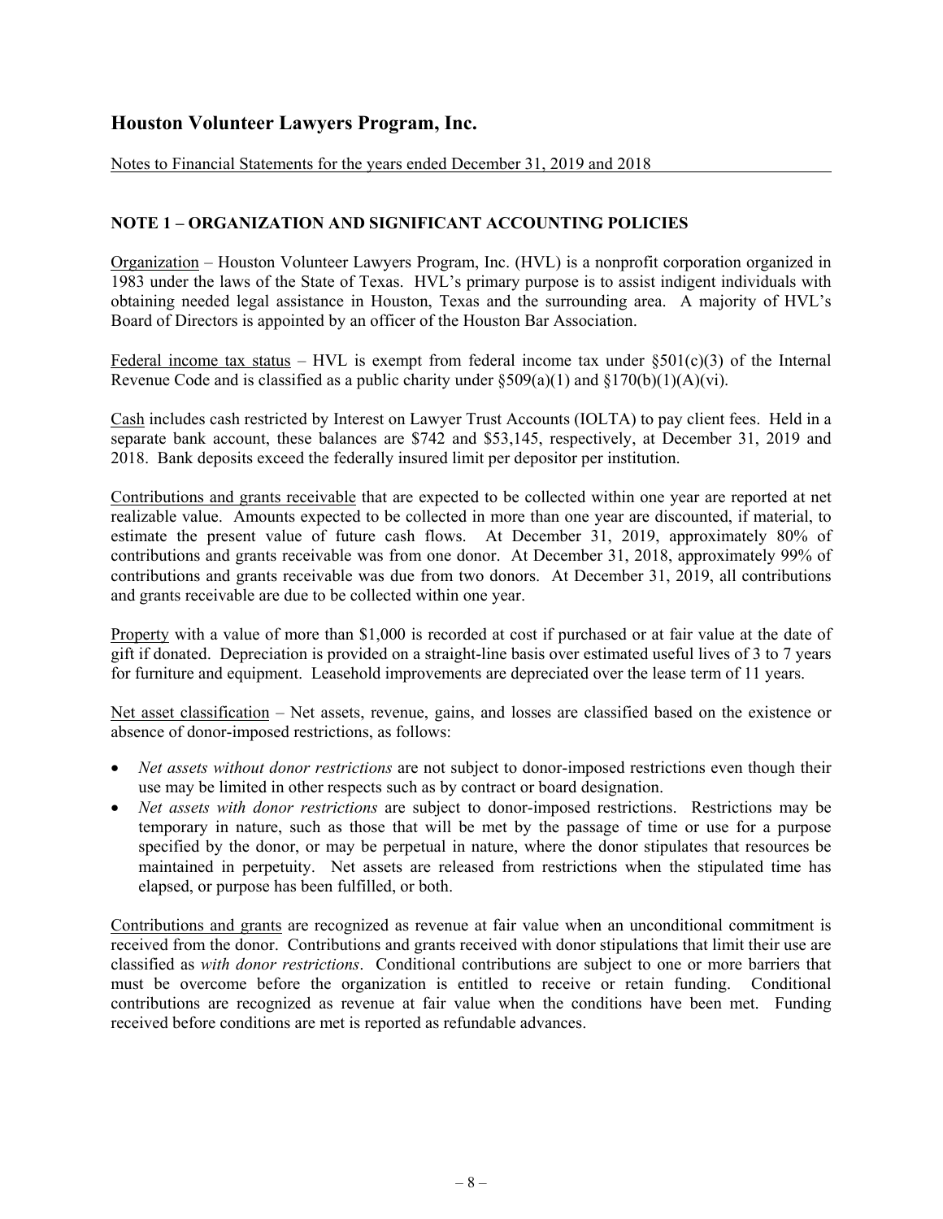# Houston Volunteer Lawyers Program, Inc.

Notes to Financial Statements for the years ended December 31, 2019 and 2018

## NOTE 1 – ORGANIZATION AND SIGNIFICANT ACCOUNTING POLICIES

Organization – Houston Volunteer Lawyers Program, Inc. (HVL) is a nonprofit corporation organized in 1983 under the laws of the State of Texas. HVL's primary purpose is to assist indigent individuals with obtaining needed legal assistance in Houston, Texas and the surrounding area. A majority of HVL's Board of Directors is appointed by an officer of the Houston Bar Association.

Federal income tax status – HVL is exempt from federal income tax under §501(c)(3) of the Internal Revenue Code and is classified as a public charity under §509(a)(1) and §170(b)(1)(A)(vi).

Cash includes cash restricted by Interest on Lawyer Trust Accounts (IOLTA) to pay client fees. Held in a separate bank account, these balances are $742 and $53,145, respectively, at December 31, 2019 and 2018. Bank deposits exceed the federally insured limit per depositor per institution.

Contributions and grants receivable that are expected to be collected within one year are reported at net realizable value. Amounts expected to be collected in more than one year are discounted, if material, to estimate the present value of future cash flows. At December 31, 2019, approximately 80% of contributions and grants receivable was from one donor. At December 31, 2018, approximately 99% of contributions and grants receivable was due from two donors. At December 31, 2019, all contributions and grants receivable are due to be collected within one year.

Property with a value of more than $1,000 is recorded at cost if purchased or at fair value at the date of gift if donated. Depreciation is provided on a straight-line basis over estimated useful lives of 3 to 7 years for furniture and equipment. Leasehold improvements are depreciated over the lease term of 11 years.

Net asset classification – Net assets, revenue, gains, and losses are classified based on the existence or absence of donor-imposed restrictions, as follows:

- *Net assets without donor restrictions* are not subject to donor-imposed restrictions even though their use may be limited in other respects such as by contract or board designation.
- *Net assets with donor restrictions* are subject to donor-imposed restrictions. Restrictions may be temporary in nature, such as those that will be met by the passage of time or use for a purpose specified by the donor, or may be perpetual in nature, where the donor stipulates that resources be maintained in perpetuity. Net assets are released from restrictions when the stipulated time has elapsed, or purpose has been fulfilled, or both.

Contributions and grants are recognized as revenue at fair value when an unconditional commitment is received from the donor. Contributions and grants received with donor stipulations that limit their use are classified as *with donor restrictions*. Conditional contributions are subject to one or more barriers that must be overcome before the organization is entitled to receive or retain funding. Conditional contributions are recognized as revenue at fair value when the conditions have been met. Funding received before conditions are met is reported as refundable advances.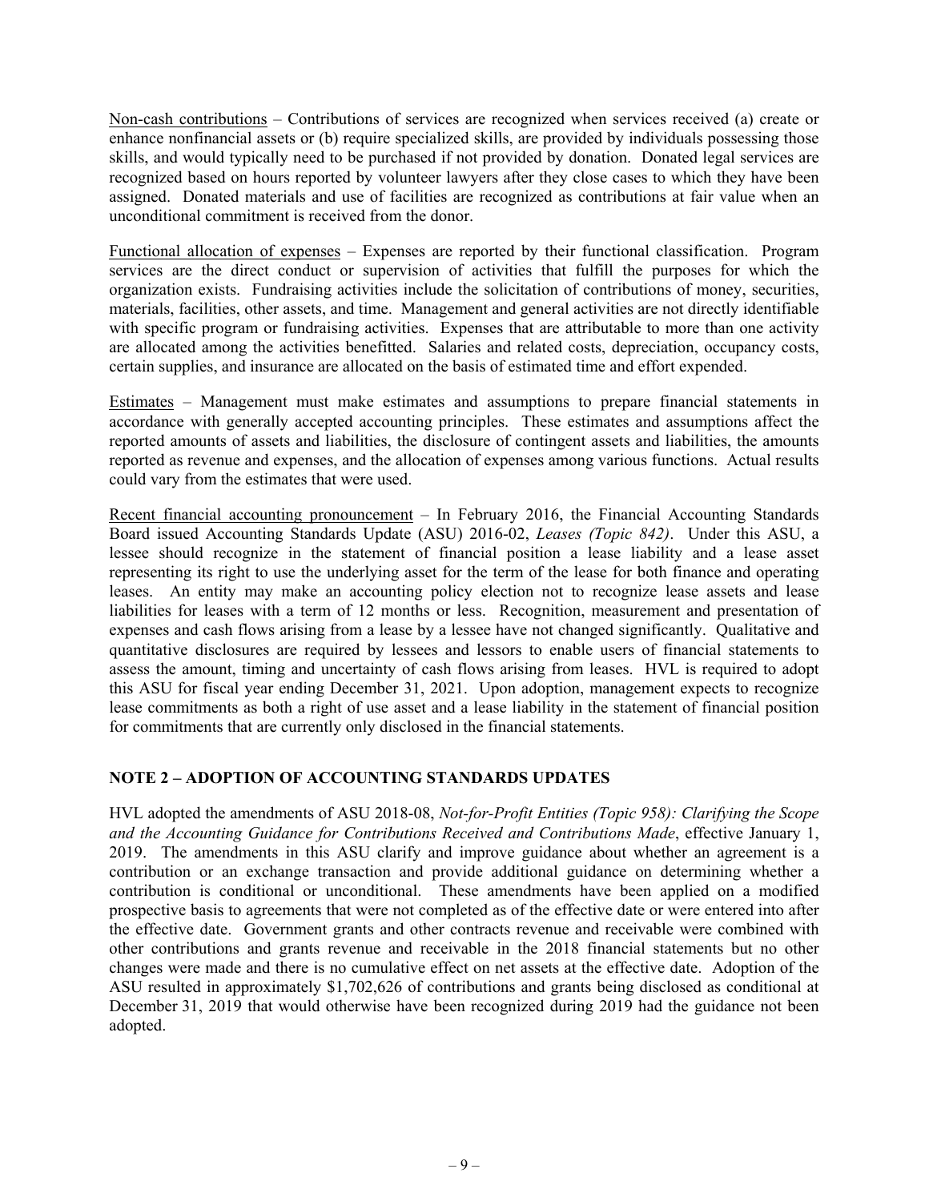Non-cash contributions – Contributions of services are recognized when services received (a) create or enhance nonfinancial assets or (b) require specialized skills, are provided by individuals possessing those skills, and would typically need to be purchased if not provided by donation. Donated legal services are recognized based on hours reported by volunteer lawyers after they close cases to which they have been assigned. Donated materials and use of facilities are recognized as contributions at fair value when an unconditional commitment is received from the donor.

Functional allocation of expenses – Expenses are reported by their functional classification. Program services are the direct conduct or supervision of activities that fulfill the purposes for which the organization exists. Fundraising activities include the solicitation of contributions of money, securities, materials, facilities, other assets, and time. Management and general activities are not directly identifiable with specific program or fundraising activities. Expenses that are attributable to more than one activity are allocated among the activities benefitted. Salaries and related costs, depreciation, occupancy costs, certain supplies, and insurance are allocated on the basis of estimated time and effort expended.

Estimates – Management must make estimates and assumptions to prepare financial statements in accordance with generally accepted accounting principles. These estimates and assumptions affect the reported amounts of assets and liabilities, the disclosure of contingent assets and liabilities, the amounts reported as revenue and expenses, and the allocation of expenses among various functions. Actual results could vary from the estimates that were used.

Recent financial accounting pronouncement – In February 2016, the Financial Accounting Standards Board issued Accounting Standards Update (ASU) 2016-02, *Leases (Topic 842)*. Under this ASU, a lessee should recognize in the statement of financial position a lease liability and a lease asset representing its right to use the underlying asset for the term of the lease for both finance and operating leases. An entity may make an accounting policy election not to recognize lease assets and lease liabilities for leases with a term of 12 months or less. Recognition, measurement and presentation of expenses and cash flows arising from a lease by a lessee have not changed significantly. Qualitative and quantitative disclosures are required by lessees and lessors to enable users of financial statements to assess the amount, timing and uncertainty of cash flows arising from leases. HVL is required to adopt this ASU for fiscal year ending December 31, 2021. Upon adoption, management expects to recognize lease commitments as both a right of use asset and a lease liability in the statement of financial position for commitments that are currently only disclosed in the financial statements.

## NOTE 2 – ADOPTION OF ACCOUNTING STANDARDS UPDATES

HVL adopted the amendments of ASU 2018-08, *Not-for-Profit Entities (Topic 958): Clarifying the Scope and the Accounting Guidance for Contributions Received and Contributions Made*, effective January 1, 2019. The amendments in this ASU clarify and improve guidance about whether an agreement is a contribution or an exchange transaction and provide additional guidance on determining whether a contribution is conditional or unconditional. These amendments have been applied on a modified prospective basis to agreements that were not completed as of the effective date or were entered into after the effective date. Government grants and other contracts revenue and receivable were combined with other contributions and grants revenue and receivable in the 2018 financial statements but no other changes were made and there is no cumulative effect on net assets at the effective date. Adoption of the ASU resulted in approximately $1,702,626 of contributions and grants being disclosed as conditional at December 31, 2019 that would otherwise have been recognized during 2019 had the guidance not been adopted.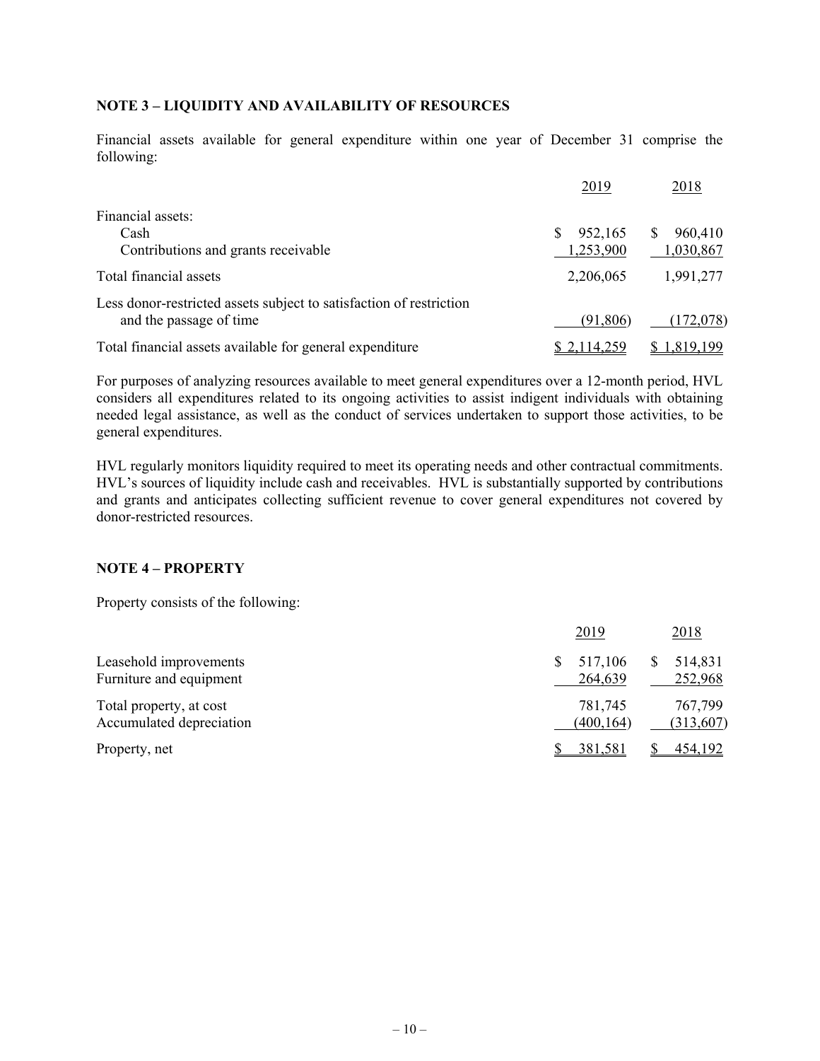## NOTE 3 – LIQUIDITY AND AVAILABILITY OF RESOURCES

Financial assets available for general expenditure within one year of December 31 comprise the following:

| | 2019 | 2018 |
|---|---|---|
| Financial assets: | | |
| Cash | $ 952,165 | $ 960,410 |
| Contributions and grants receivable | 1,253,900 | 1,030,867 |
| Total financial assets | 2,206,065 | 1,991,277 |
| Less donor-restricted assets subject to satisfaction of restriction and the passage of time | (91,806) | (172,078) |
| Total financial assets available for general expenditure | $ 2,114,259 | $ 1,819,199 |

For purposes of analyzing resources available to meet general expenditures over a 12-month period, HVL considers all expenditures related to its ongoing activities to assist indigent individuals with obtaining needed legal assistance, as well as the conduct of services undertaken to support those activities, to be general expenditures.

HVL regularly monitors liquidity required to meet its operating needs and other contractual commitments. HVL's sources of liquidity include cash and receivables. HVL is substantially supported by contributions and grants and anticipates collecting sufficient revenue to cover general expenditures not covered by donor-restricted resources.

## NOTE 4 – PROPERTY

Property consists of the following:

| | 2019 | 2018 |
|---|---|---|
| Leasehold improvements | $ 517,106 | $ 514,831 |
| Furniture and equipment | 264,639 | 252,968 |
| Total property, at cost | 781,745 | 767,799 |
| Accumulated depreciation | (400,164) | (313,607) |
| Property, net | $ 381,581 | $ 454,192 |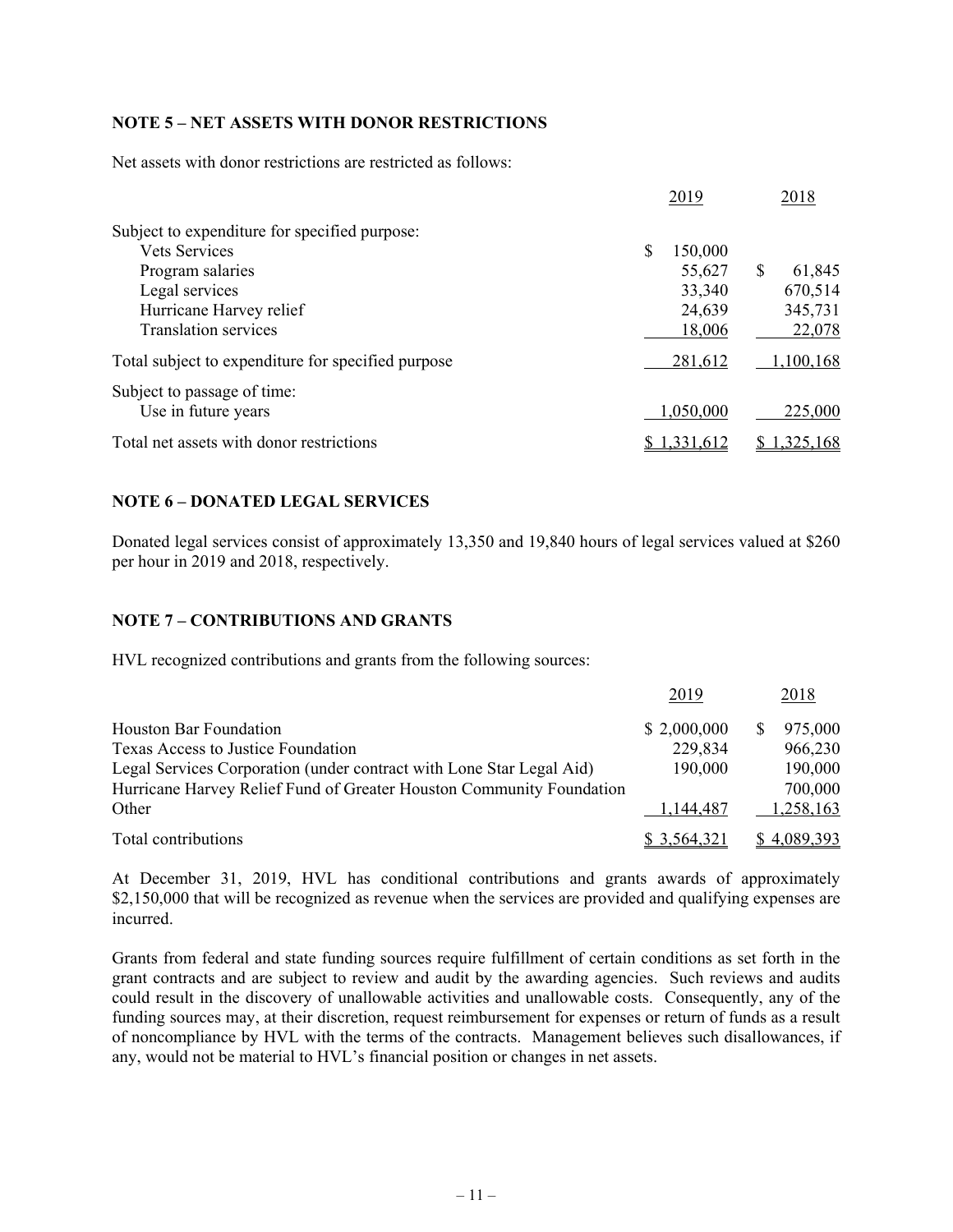## NOTE 5 – NET ASSETS WITH DONOR RESTRICTIONS

Net assets with donor restrictions are restricted as follows:

| | 2019 | 2018 |
|---|---|---|
| Subject to expenditure for specified purpose: | | |
| Vets Services | $ 150,000 | |
| Program salaries | 55,627 | $ 61,845 |
| Legal services | 33,340 | 670,514 |
| Hurricane Harvey relief | 24,639 | 345,731 |
| Translation services | 18,006 | 22,078 |
| Total subject to expenditure for specified purpose | 281,612 | 1,100,168 |
| Subject to passage of time: | | |
| Use in future years | 1,050,000 | 225,000 |
| Total net assets with donor restrictions | $ 1,331,612 | $ 1,325,168 |

## NOTE 6 – DONATED LEGAL SERVICES

Donated legal services consist of approximately 13,350 and 19,840 hours of legal services valued at $260 per hour in 2019 and 2018, respectively.

## NOTE 7 – CONTRIBUTIONS AND GRANTS

HVL recognized contributions and grants from the following sources:

| | 2019 | 2018 |
|---|---|---|
| Houston Bar Foundation | $ 2,000,000 | $ 975,000 |
| Texas Access to Justice Foundation | 229,834 | 966,230 |
| Legal Services Corporation (under contract with Lone Star Legal Aid) | 190,000 | 190,000 |
| Hurricane Harvey Relief Fund of Greater Houston Community Foundation | | 700,000 |
| Other | 1,144,487 | 1,258,163 |
| Total contributions | $ 3,564,321 | $ 4,089,393 |

At December 31, 2019, HVL has conditional contributions and grants awards of approximately $2,150,000 that will be recognized as revenue when the services are provided and qualifying expenses are incurred.

Grants from federal and state funding sources require fulfillment of certain conditions as set forth in the grant contracts and are subject to review and audit by the awarding agencies. Such reviews and audits could result in the discovery of unallowable activities and unallowable costs. Consequently, any of the funding sources may, at their discretion, request reimbursement for expenses or return of funds as a result of noncompliance by HVL with the terms of the contracts. Management believes such disallowances, if any, would not be material to HVL's financial position or changes in net assets.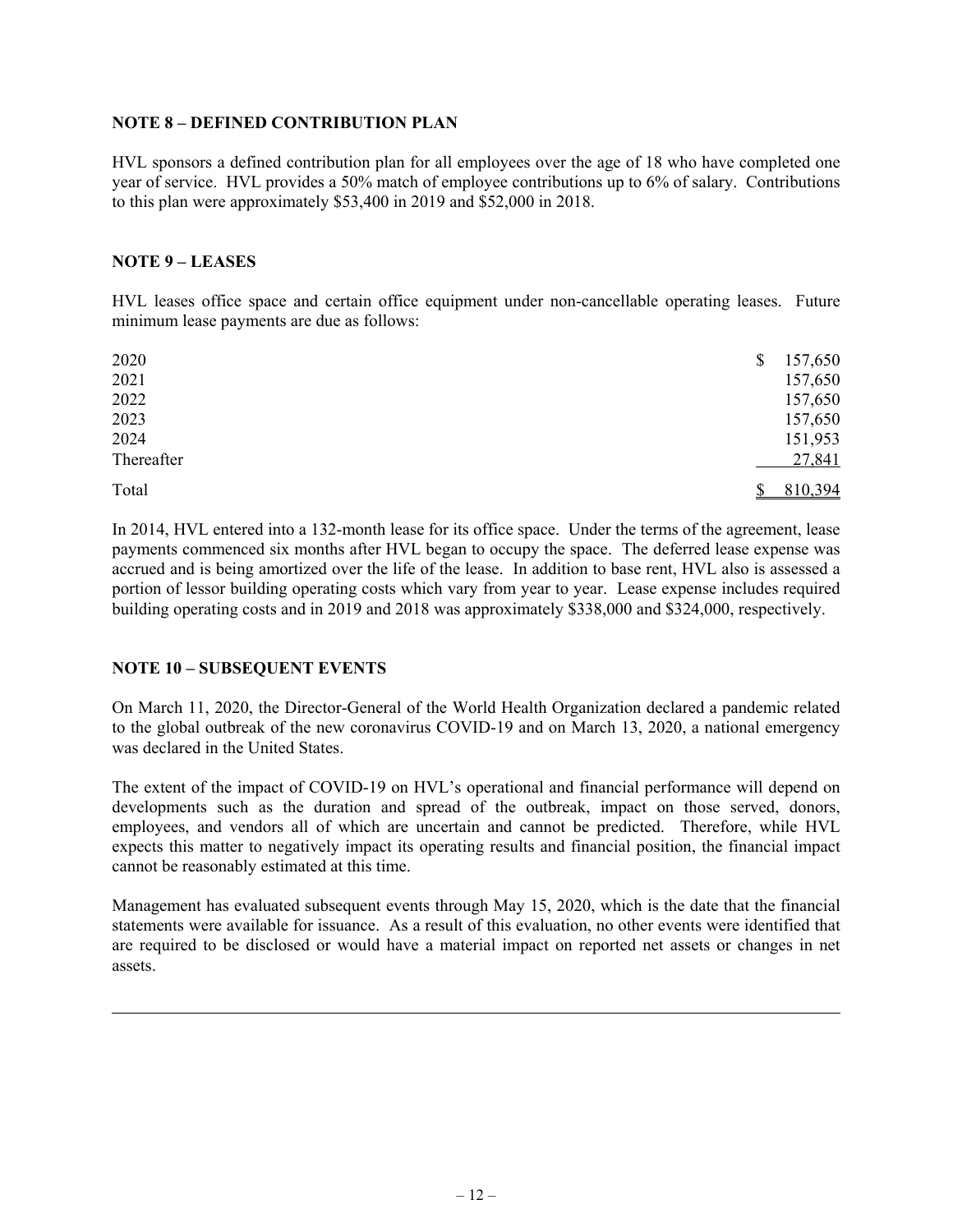## NOTE 8 – DEFINED CONTRIBUTION PLAN

HVL sponsors a defined contribution plan for all employees over the age of 18 who have completed one year of service. HVL provides a 50% match of employee contributions up to 6% of salary. Contributions to this plan were approximately $53,400 in 2019 and $52,000 in 2018.

## NOTE 9 – LEASES

HVL leases office space and certain office equipment under non-cancellable operating leases. Future minimum lease payments are due as follows:

| | |
|---|---|
| 2020 | $ 157,650 |
| 2021 | 157,650 |
| 2022 | 157,650 |
| 2023 | 157,650 |
| 2024 | 151,953 |
| Thereafter | 27,841 |
| Total | $ 810,394 |

In 2014, HVL entered into a 132-month lease for its office space. Under the terms of the agreement, lease payments commenced six months after HVL began to occupy the space. The deferred lease expense was accrued and is being amortized over the life of the lease. In addition to base rent, HVL also is assessed a portion of lessor building operating costs which vary from year to year. Lease expense includes required building operating costs and in 2019 and 2018 was approximately $338,000 and $324,000, respectively.

## NOTE 10 – SUBSEQUENT EVENTS

On March 11, 2020, the Director-General of the World Health Organization declared a pandemic related to the global outbreak of the new coronavirus COVID-19 and on March 13, 2020, a national emergency was declared in the United States.

The extent of the impact of COVID-19 on HVL's operational and financial performance will depend on developments such as the duration and spread of the outbreak, impact on those served, donors, employees, and vendors all of which are uncertain and cannot be predicted. Therefore, while HVL expects this matter to negatively impact its operating results and financial position, the financial impact cannot be reasonably estimated at this time.

Management has evaluated subsequent events through May 15, 2020, which is the date that the financial statements were available for issuance. As a result of this evaluation, no other events were identified that are required to be disclosed or would have a material impact on reported net assets or changes in net assets.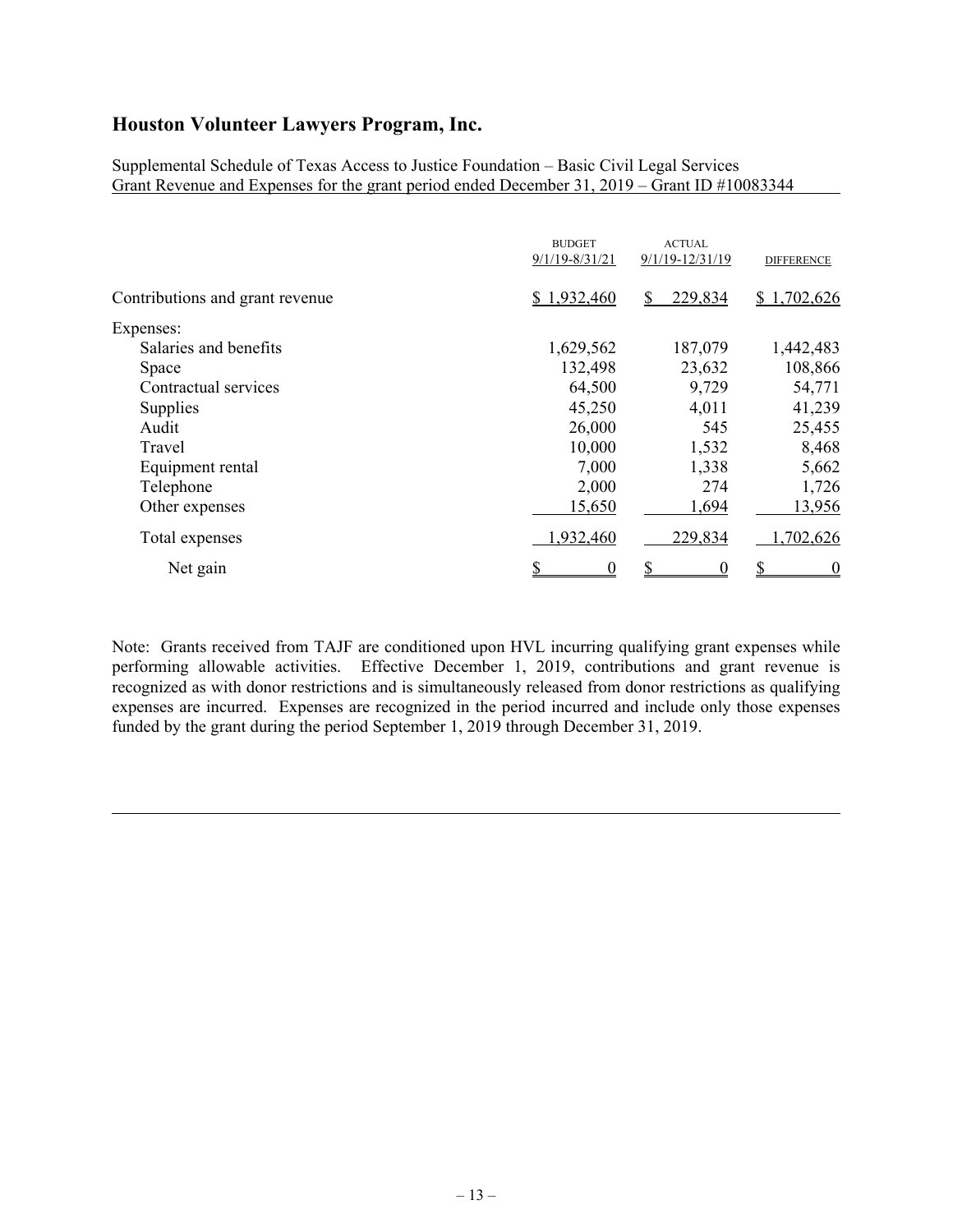# Houston Volunteer Lawyers Program, Inc.

Supplemental Schedule of Texas Access to Justice Foundation – Basic Civil Legal Services
Grant Revenue and Expenses for the grant period ended December 31, 2019 – Grant ID #10083344

| | BUDGET 9/1/19-8/31/21 | ACTUAL 9/1/19-12/31/19 | DIFFERENCE |
|---|---|---|---|
| Contributions and grant revenue | $ 1,932,460 | $ 229,834 | $ 1,702,626 |
| Expenses: | | | |
| Salaries and benefits | 1,629,562 | 187,079 | 1,442,483 |
| Space | 132,498 | 23,632 | 108,866 |
| Contractual services | 64,500 | 9,729 | 54,771 |
| Supplies | 45,250 | 4,011 | 41,239 |
| Audit | 26,000 | 545 | 25,455 |
| Travel | 10,000 | 1,532 | 8,468 |
| Equipment rental | 7,000 | 1,338 | 5,662 |
| Telephone | 2,000 | 274 | 1,726 |
| Other expenses | 15,650 | 1,694 | 13,956 |
| Total expenses | 1,932,460 | 229,834 | 1,702,626 |
| Net gain | $ 0 | $ 0 | $ 0 |

Note: Grants received from TAJF are conditioned upon HVL incurring qualifying grant expenses while performing allowable activities. Effective December 1, 2019, contributions and grant revenue is recognized as with donor restrictions and is simultaneously released from donor restrictions as qualifying expenses are incurred. Expenses are recognized in the period incurred and include only those expenses funded by the grant during the period September 1, 2019 through December 31, 2019.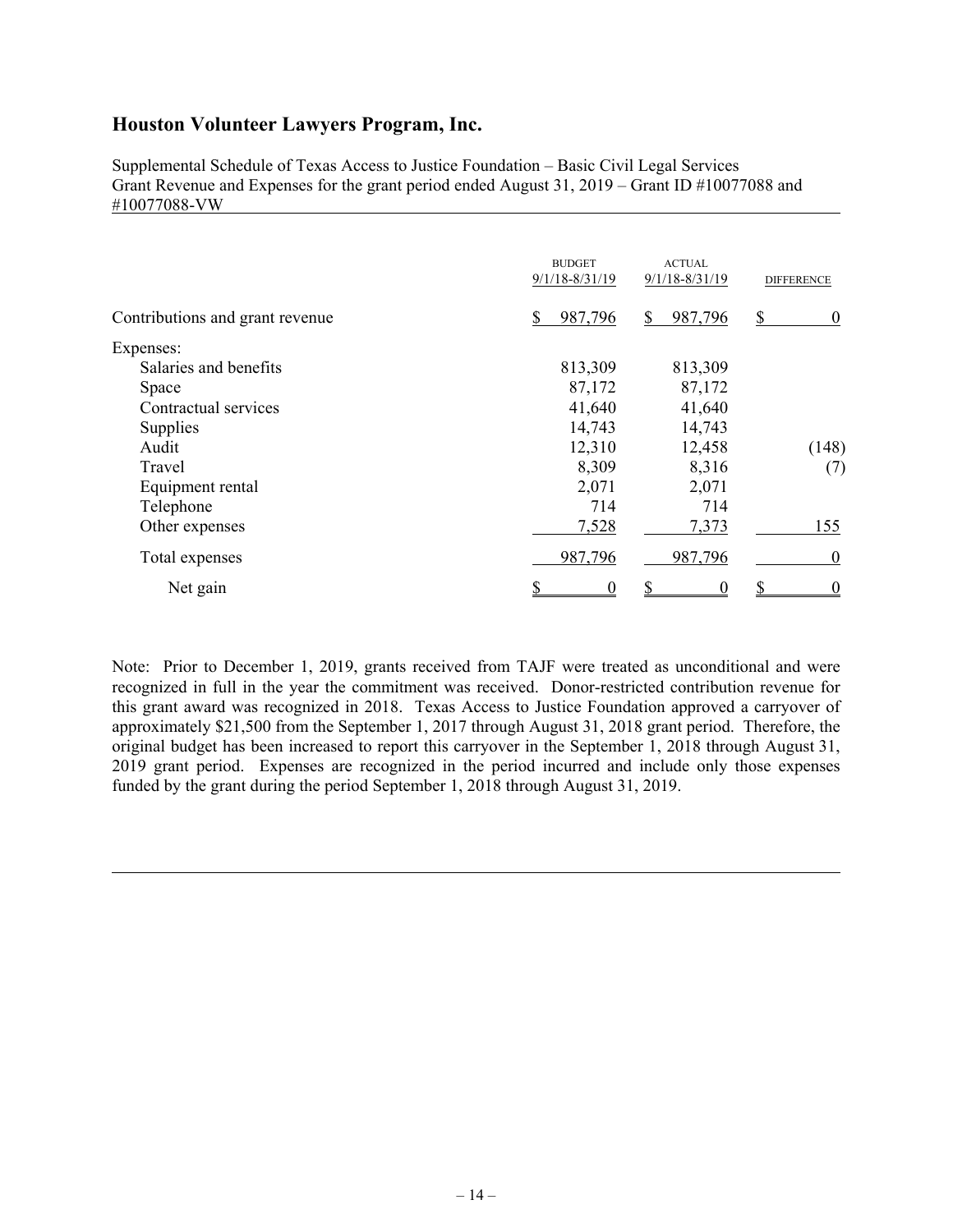## Houston Volunteer Lawyers Program, Inc.

Supplemental Schedule of Texas Access to Justice Foundation – Basic Civil Legal Services Grant Revenue and Expenses for the grant period ended August 31, 2019 – Grant ID #10077088 and #10077088-VW

| | BUDGET 9/1/18-8/31/19 | ACTUAL 9/1/18-8/31/19 | DIFFERENCE |
|---|---|---|---|
| Contributions and grant revenue | $ 987,796 | $ 987,796 | $ 0 |
| Expenses: | | | |
| Salaries and benefits | 813,309 | 813,309 | |
| Space | 87,172 | 87,172 | |
| Contractual services | 41,640 | 41,640 | |
| Supplies | 14,743 | 14,743 | |
| Audit | 12,310 | 12,458 | (148) |
| Travel | 8,309 | 8,316 | (7) |
| Equipment rental | 2,071 | 2,071 | |
| Telephone | 714 | 714 | |
| Other expenses | 7,528 | 7,373 | 155 |
| Total expenses | 987,796 | 987,796 | 0 |
| Net gain | $ 0 | $ 0 | $ 0 |

Note: Prior to December 1, 2019, grants received from TAJF were treated as unconditional and were recognized in full in the year the commitment was received. Donor-restricted contribution revenue for this grant award was recognized in 2018. Texas Access to Justice Foundation approved a carryover of approximately $21,500 from the September 1, 2017 through August 31, 2018 grant period. Therefore, the original budget has been increased to report this carryover in the September 1, 2018 through August 31, 2019 grant period. Expenses are recognized in the period incurred and include only those expenses funded by the grant during the period September 1, 2018 through August 31, 2019.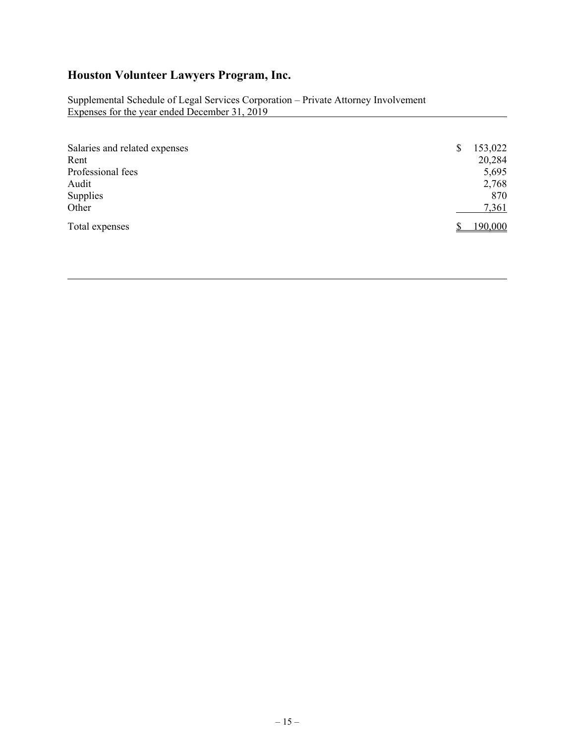# Houston Volunteer Lawyers Program, Inc.

Supplemental Schedule of Legal Services Corporation – Private Attorney Involvement
Expenses for the year ended December 31, 2019

| | |
|---|---|
| Salaries and related expenses | $ 153,022 |
| Rent | 20,284 |
| Professional fees | 5,695 |
| Audit | 2,768 |
| Supplies | 870 |
| Other | 7,361 |
| Total expenses | $ 190,000 |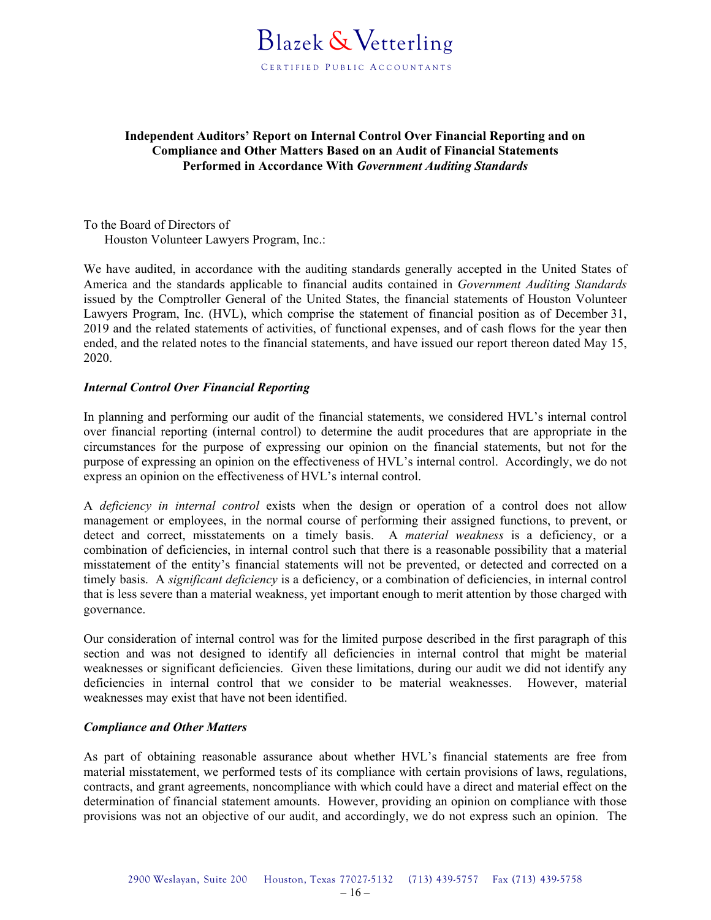Blazek & Vetterling

CERTIFIED PUBLIC ACCOUNTANTS

**Independent Auditors' Report on Internal Control Over Financial Reporting and on Compliance and Other Matters Based on an Audit of Financial Statements Performed in Accordance With *Government Auditing Standards***

To the Board of Directors of
Houston Volunteer Lawyers Program, Inc.:

We have audited, in accordance with the auditing standards generally accepted in the United States of America and the standards applicable to financial audits contained in *Government Auditing Standards* issued by the Comptroller General of the United States, the financial statements of Houston Volunteer Lawyers Program, Inc. (HVL), which comprise the statement of financial position as of December 31, 2019 and the related statements of activities, of functional expenses, and of cash flows for the year then ended, and the related notes to the financial statements, and have issued our report thereon dated May 15, 2020.

***Internal Control Over Financial Reporting***

In planning and performing our audit of the financial statements, we considered HVL's internal control over financial reporting (internal control) to determine the audit procedures that are appropriate in the circumstances for the purpose of expressing our opinion on the financial statements, but not for the purpose of expressing an opinion on the effectiveness of HVL's internal control. Accordingly, we do not express an opinion on the effectiveness of HVL's internal control.

A *deficiency in internal control* exists when the design or operation of a control does not allow management or employees, in the normal course of performing their assigned functions, to prevent, or detect and correct, misstatements on a timely basis. A *material weakness* is a deficiency, or a combination of deficiencies, in internal control such that there is a reasonable possibility that a material misstatement of the entity's financial statements will not be prevented, or detected and corrected on a timely basis. A *significant deficiency* is a deficiency, or a combination of deficiencies, in internal control that is less severe than a material weakness, yet important enough to merit attention by those charged with governance.

Our consideration of internal control was for the limited purpose described in the first paragraph of this section and was not designed to identify all deficiencies in internal control that might be material weaknesses or significant deficiencies. Given these limitations, during our audit we did not identify any deficiencies in internal control that we consider to be material weaknesses. However, material weaknesses may exist that have not been identified.

***Compliance and Other Matters***

As part of obtaining reasonable assurance about whether HVL's financial statements are free from material misstatement, we performed tests of its compliance with certain provisions of laws, regulations, contracts, and grant agreements, noncompliance with which could have a direct and material effect on the determination of financial statement amounts. However, providing an opinion on compliance with those provisions was not an objective of our audit, and accordingly, we do not express such an opinion. The

2900 Weslayan, Suite 200 Houston, Texas 77027-5132 (713) 439-5757 Fax (713) 439-5758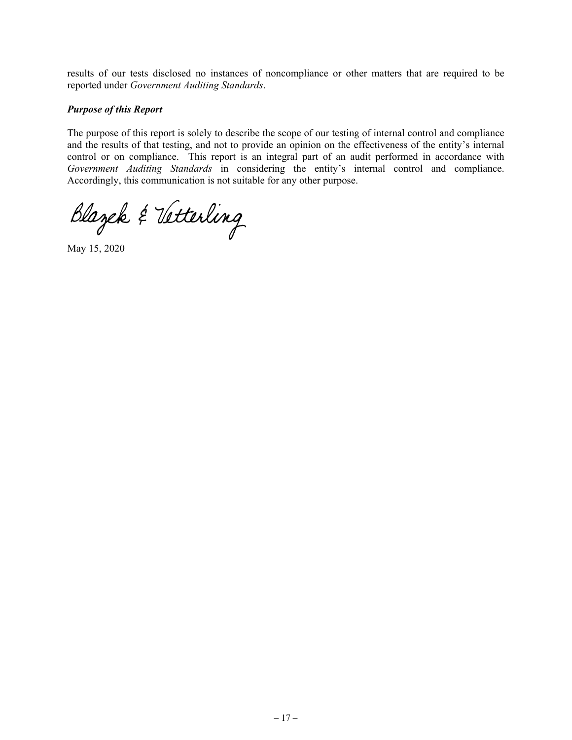results of our tests disclosed no instances of noncompliance or other matters that are required to be reported under *Government Auditing Standards*.

***Purpose of this Report***

The purpose of this report is solely to describe the scope of our testing of internal control and compliance and the results of that testing, and not to provide an opinion on the effectiveness of the entity's internal control or on compliance. This report is an integral part of an audit performed in accordance with *Government Auditing Standards* in considering the entity's internal control and compliance. Accordingly, this communication is not suitable for any other purpose.

Blazek & Vetterling

May 15, 2020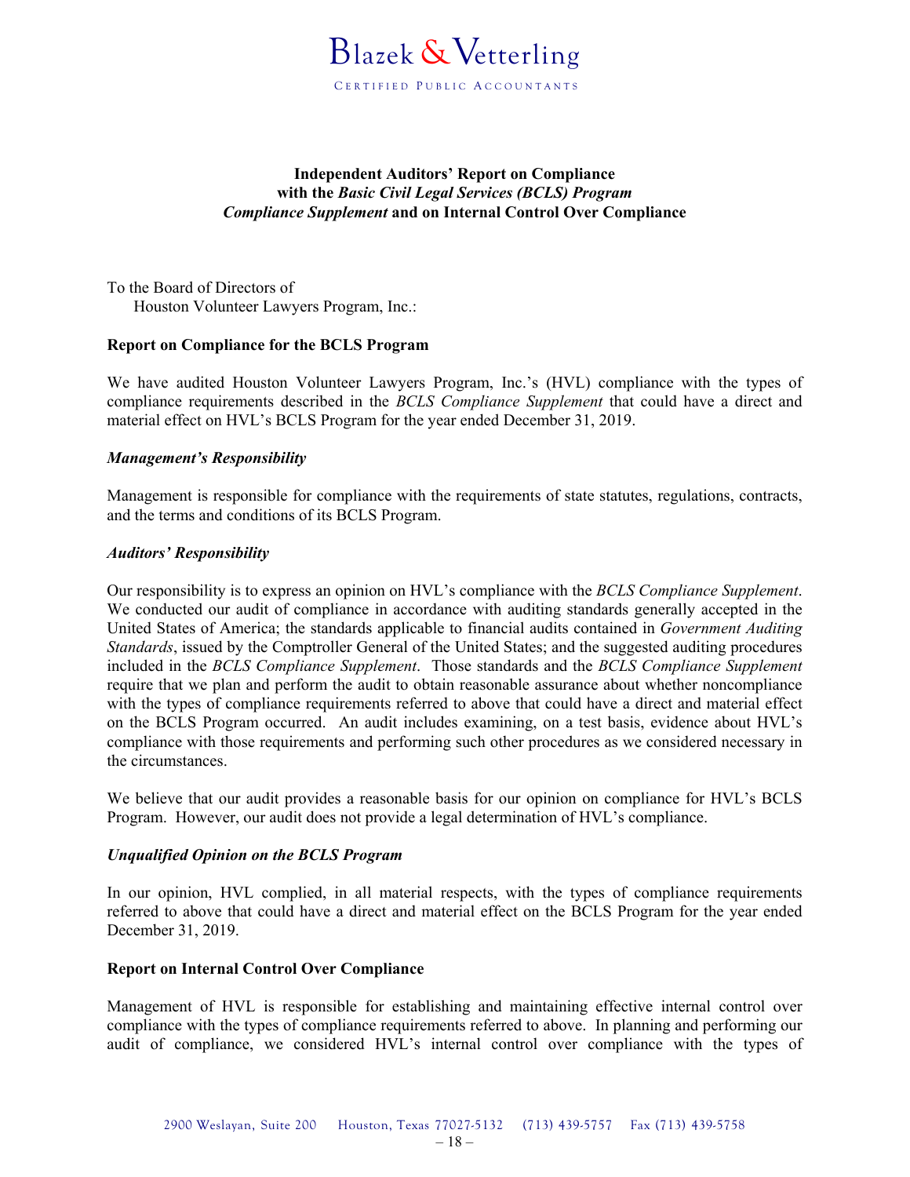# Blazek & Vetterling

CERTIFIED PUBLIC ACCOUNTANTS

**Independent Auditors' Report on Compliance with the *Basic Civil Legal Services (BCLS) Program Compliance Supplement* and on Internal Control Over Compliance**

To the Board of Directors of
Houston Volunteer Lawyers Program, Inc.:

**Report on Compliance for the BCLS Program**

We have audited Houston Volunteer Lawyers Program, Inc.'s (HVL) compliance with the types of compliance requirements described in the *BCLS Compliance Supplement* that could have a direct and material effect on HVL's BCLS Program for the year ended December 31, 2019.

***Management's Responsibility***

Management is responsible for compliance with the requirements of state statutes, regulations, contracts, and the terms and conditions of its BCLS Program.

***Auditors' Responsibility***

Our responsibility is to express an opinion on HVL's compliance with the *BCLS Compliance Supplement*. We conducted our audit of compliance in accordance with auditing standards generally accepted in the United States of America; the standards applicable to financial audits contained in *Government Auditing Standards*, issued by the Comptroller General of the United States; and the suggested auditing procedures included in the *BCLS Compliance Supplement*. Those standards and the *BCLS Compliance Supplement* require that we plan and perform the audit to obtain reasonable assurance about whether noncompliance with the types of compliance requirements referred to above that could have a direct and material effect on the BCLS Program occurred. An audit includes examining, on a test basis, evidence about HVL's compliance with those requirements and performing such other procedures as we considered necessary in the circumstances.

We believe that our audit provides a reasonable basis for our opinion on compliance for HVL's BCLS Program. However, our audit does not provide a legal determination of HVL's compliance.

***Unqualified Opinion on the BCLS Program***

In our opinion, HVL complied, in all material respects, with the types of compliance requirements referred to above that could have a direct and material effect on the BCLS Program for the year ended December 31, 2019.

**Report on Internal Control Over Compliance**

Management of HVL is responsible for establishing and maintaining effective internal control over compliance with the types of compliance requirements referred to above. In planning and performing our audit of compliance, we considered HVL's internal control over compliance with the types of

2900 Weslayan, Suite 200 Houston, Texas 77027-5132 (713) 439-5757 Fax (713) 439-5758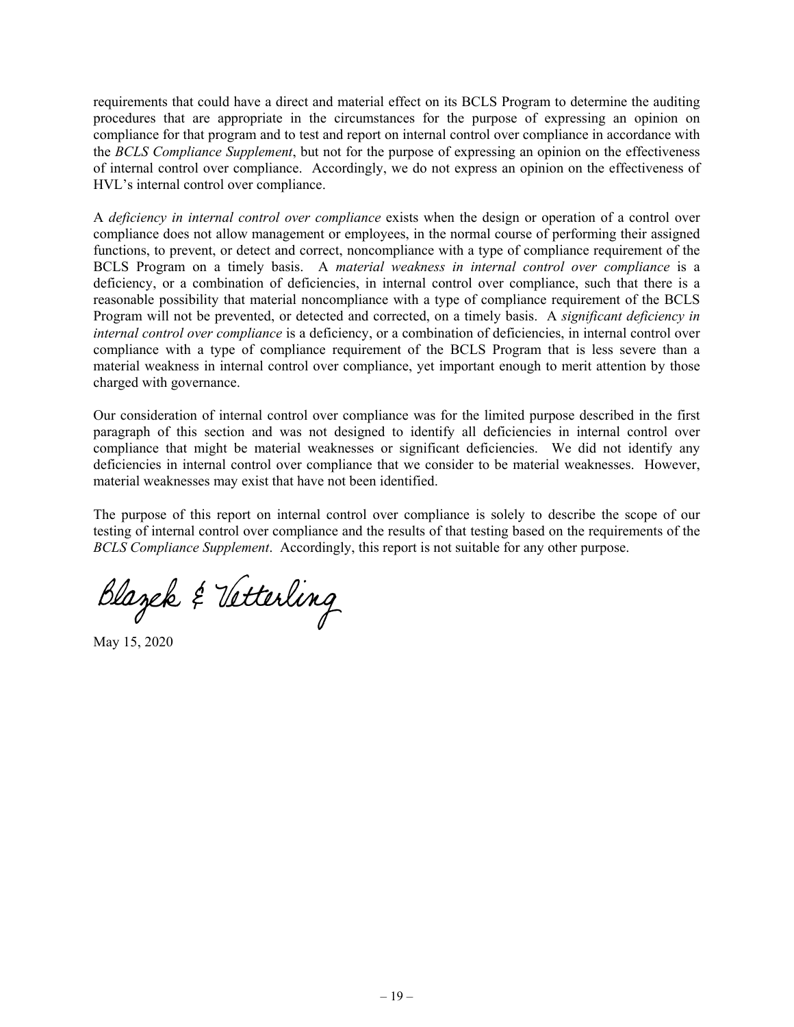requirements that could have a direct and material effect on its BCLS Program to determine the auditing procedures that are appropriate in the circumstances for the purpose of expressing an opinion on compliance for that program and to test and report on internal control over compliance in accordance with the *BCLS Compliance Supplement*, but not for the purpose of expressing an opinion on the effectiveness of internal control over compliance. Accordingly, we do not express an opinion on the effectiveness of HVL's internal control over compliance.

A *deficiency in internal control over compliance* exists when the design or operation of a control over compliance does not allow management or employees, in the normal course of performing their assigned functions, to prevent, or detect and correct, noncompliance with a type of compliance requirement of the BCLS Program on a timely basis. A *material weakness in internal control over compliance* is a deficiency, or a combination of deficiencies, in internal control over compliance, such that there is a reasonable possibility that material noncompliance with a type of compliance requirement of the BCLS Program will not be prevented, or detected and corrected, on a timely basis. A *significant deficiency in internal control over compliance* is a deficiency, or a combination of deficiencies, in internal control over compliance with a type of compliance requirement of the BCLS Program that is less severe than a material weakness in internal control over compliance, yet important enough to merit attention by those charged with governance.

Our consideration of internal control over compliance was for the limited purpose described in the first paragraph of this section and was not designed to identify all deficiencies in internal control over compliance that might be material weaknesses or significant deficiencies. We did not identify any deficiencies in internal control over compliance that we consider to be material weaknesses. However, material weaknesses may exist that have not been identified.

The purpose of this report on internal control over compliance is solely to describe the scope of our testing of internal control over compliance and the results of that testing based on the requirements of the *BCLS Compliance Supplement*. Accordingly, this report is not suitable for any other purpose.

Blazek & Vetterling

May 15, 2020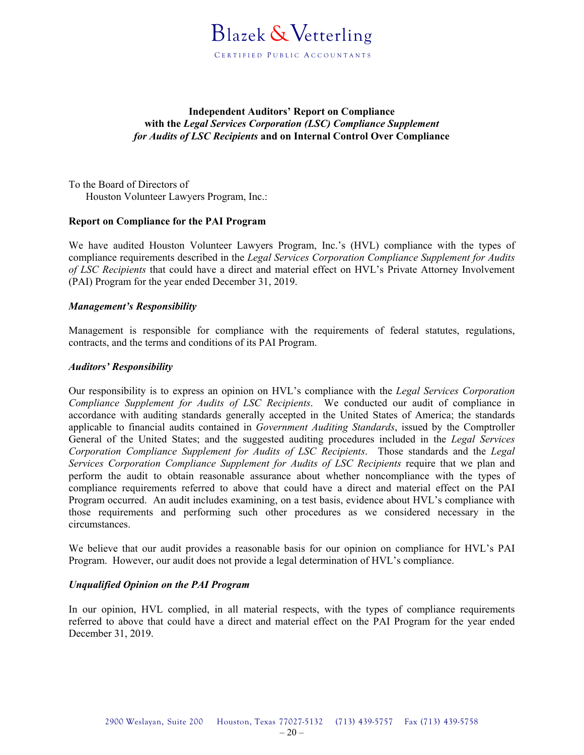# Independent Auditors' Report on Compliance with the *Legal Services Corporation (LSC) Compliance Supplement for Audits of LSC Recipients* and on Internal Control Over Compliance

To the Board of Directors of
Houston Volunteer Lawyers Program, Inc.:

## Report on Compliance for the PAI Program

We have audited Houston Volunteer Lawyers Program, Inc.'s (HVL) compliance with the types of compliance requirements described in the *Legal Services Corporation Compliance Supplement for Audits of LSC Recipients* that could have a direct and material effect on HVL's Private Attorney Involvement (PAI) Program for the year ended December 31, 2019.

### *Management's Responsibility*

Management is responsible for compliance with the requirements of federal statutes, regulations, contracts, and the terms and conditions of its PAI Program.

### *Auditors' Responsibility*

Our responsibility is to express an opinion on HVL's compliance with the *Legal Services Corporation Compliance Supplement for Audits of LSC Recipients*. We conducted our audit of compliance in accordance with auditing standards generally accepted in the United States of America; the standards applicable to financial audits contained in *Government Auditing Standards*, issued by the Comptroller General of the United States; and the suggested auditing procedures included in the *Legal Services Corporation Compliance Supplement for Audits of LSC Recipients*. Those standards and the *Legal Services Corporation Compliance Supplement for Audits of LSC Recipients* require that we plan and perform the audit to obtain reasonable assurance about whether noncompliance with the types of compliance requirements referred to above that could have a direct and material effect on the PAI Program occurred. An audit includes examining, on a test basis, evidence about HVL's compliance with those requirements and performing such other procedures as we considered necessary in the circumstances.

We believe that our audit provides a reasonable basis for our opinion on compliance for HVL's PAI Program. However, our audit does not provide a legal determination of HVL's compliance.

### *Unqualified Opinion on the PAI Program*

In our opinion, HVL complied, in all material respects, with the types of compliance requirements referred to above that could have a direct and material effect on the PAI Program for the year ended December 31, 2019.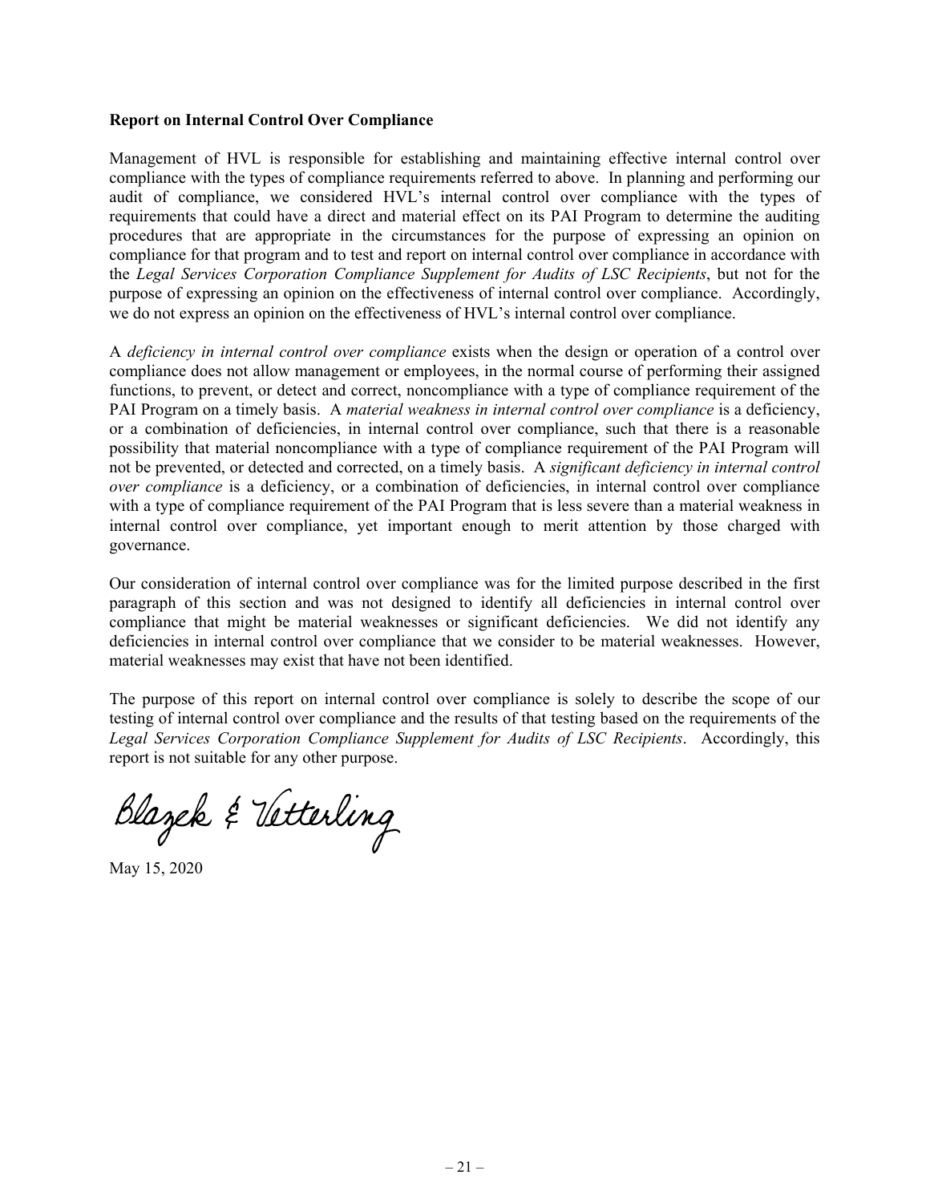**Report on Internal Control Over Compliance**

Management of HVL is responsible for establishing and maintaining effective internal control over compliance with the types of compliance requirements referred to above. In planning and performing our audit of compliance, we considered HVL's internal control over compliance with the types of requirements that could have a direct and material effect on its PAI Program to determine the auditing procedures that are appropriate in the circumstances for the purpose of expressing an opinion on compliance for that program and to test and report on internal control over compliance in accordance with the *Legal Services Corporation Compliance Supplement for Audits of LSC Recipients*, but not for the purpose of expressing an opinion on the effectiveness of internal control over compliance. Accordingly, we do not express an opinion on the effectiveness of HVL's internal control over compliance.

A *deficiency in internal control over compliance* exists when the design or operation of a control over compliance does not allow management or employees, in the normal course of performing their assigned functions, to prevent, or detect and correct, noncompliance with a type of compliance requirement of the PAI Program on a timely basis. A *material weakness in internal control over compliance* is a deficiency, or a combination of deficiencies, in internal control over compliance, such that there is a reasonable possibility that material noncompliance with a type of compliance requirement of the PAI Program will not be prevented, or detected and corrected, on a timely basis. A *significant deficiency in internal control over compliance* is a deficiency, or a combination of deficiencies, in internal control over compliance with a type of compliance requirement of the PAI Program that is less severe than a material weakness in internal control over compliance, yet important enough to merit attention by those charged with governance.

Our consideration of internal control over compliance was for the limited purpose described in the first paragraph of this section and was not designed to identify all deficiencies in internal control over compliance that might be material weaknesses or significant deficiencies. We did not identify any deficiencies in internal control over compliance that we consider to be material weaknesses. However, material weaknesses may exist that have not been identified.

The purpose of this report on internal control over compliance is solely to describe the scope of our testing of internal control over compliance and the results of that testing based on the requirements of the *Legal Services Corporation Compliance Supplement for Audits of LSC Recipients*. Accordingly, this report is not suitable for any other purpose.

Blazek & Vetterling

May 15, 2020